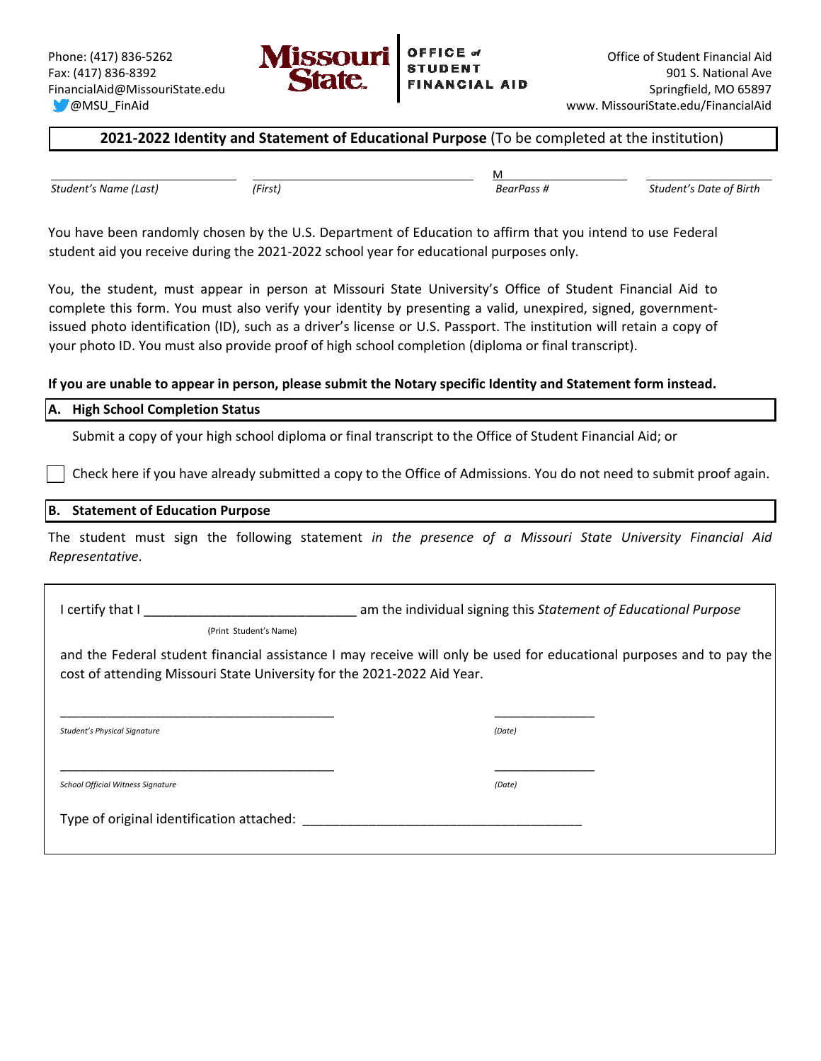Phone: (417) 836-5262
Fax: (417) 836-8392
FinancialAid@MissouriState.edu
@MSU_FinAid

**Missouri State.** | OFFICE of STUDENT FINANCIAL AID

Office of Student Financial Aid
901 S. National Ave
Springfield, MO 65897
www. MissouriState.edu/FinancialAid

## 2021-2022 Identity and Statement of Educational Purpose (To be completed at the institution)

| ______________________ | ______________________ | M______________________ | ______________________ |
|---|---|---|---|
| *Student's Name (Last)* | *(First)* | *BearPass #* | *Student's Date of Birth* |

You have been randomly chosen by the U.S. Department of Education to affirm that you intend to use Federal student aid you receive during the 2021-2022 school year for educational purposes only.

You, the student, must appear in person at Missouri State University's Office of Student Financial Aid to complete this form. You must also verify your identity by presenting a valid, unexpired, signed, government-issued photo identification (ID), such as a driver's license or U.S. Passport. The institution will retain a copy of your photo ID. You must also provide proof of high school completion (diploma or final transcript).

**If you are unable to appear in person, please submit the Notary specific Identity and Statement form instead.**

### A. High School Completion Status

Submit a copy of your high school diploma or final transcript to the Office of Student Financial Aid; or

☐ Check here if you have already submitted a copy to the Office of Admissions. You do not need to submit proof again.

### B. Statement of Education Purpose

The student must sign the following statement *in the presence of a Missouri State University Financial Aid Representative*.

I certify that I ____________________________ am the individual signing this *Statement of Educational Purpose*
(Print Student's Name)

and the Federal student financial assistance I may receive will only be used for educational purposes and to pay the cost of attending Missouri State University for the 2021-2022 Aid Year.

_______________________________________ _______________
*Student's Physical Signature* *(Date)*

_______________________________________ _______________
*School Official Witness Signature* *(Date)*

Type of original identification attached: _____________________________________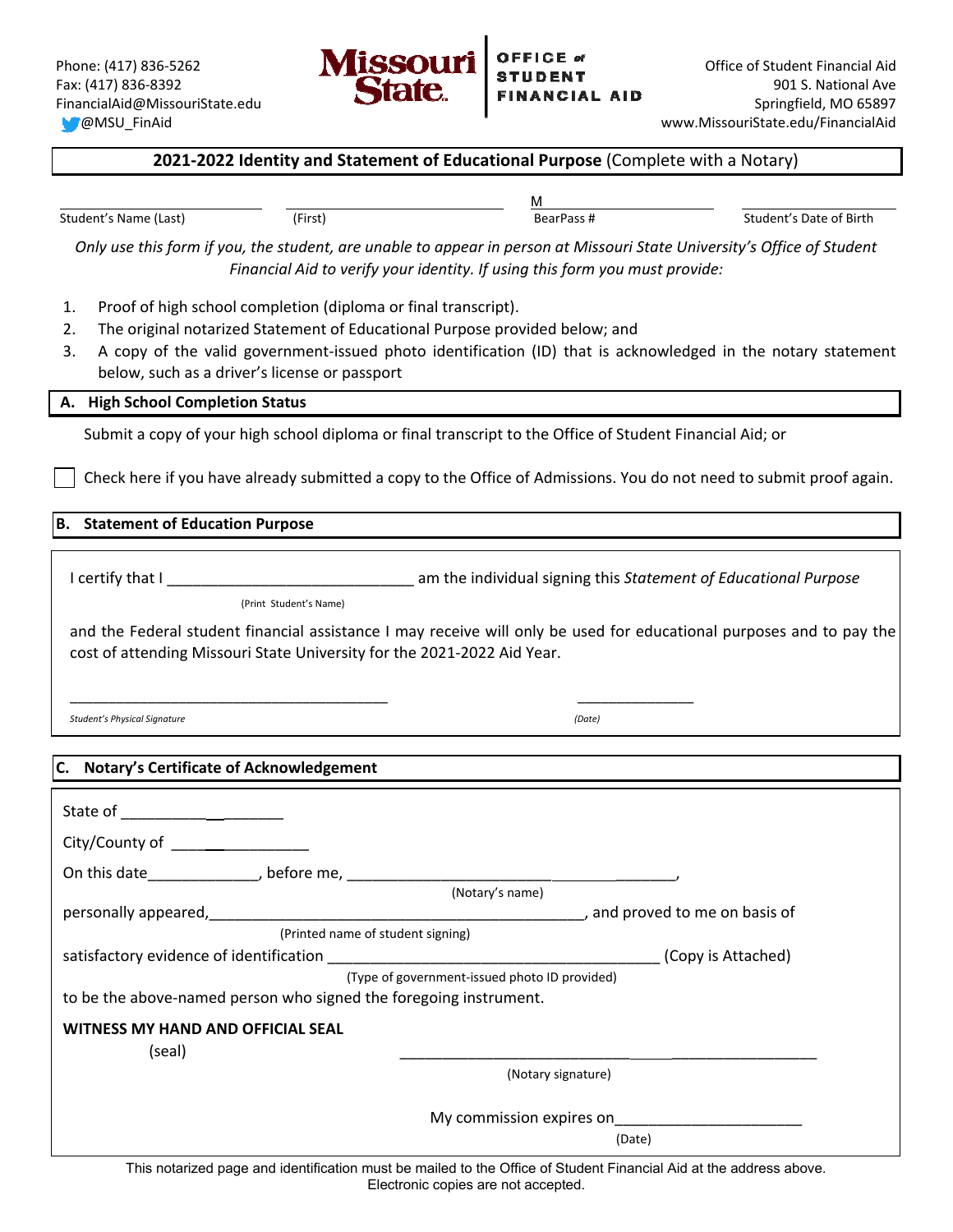Phone: (417) 836-5262
Fax: (417) 836-8392
FinancialAid@MissouriState.edu
@MSU_FinAid

Missouri State | OFFICE of STUDENT FINANCIAL AID

Office of Student Financial Aid
901 S. National Ave
Springfield, MO 65897
www.MissouriState.edu/FinancialAid

## 2021-2022 Identity and Statement of Educational Purpose (Complete with a Notary)

| ______________________ | ______________________ | M______________________ | ______________________ |
|---|---|---|---|
| Student's Name (Last) | (First) | BearPass # | Student's Date of Birth |

*Only use this form if you, the student, are unable to appear in person at Missouri State University's Office of Student Financial Aid to verify your identity. If using this form you must provide:*

1. Proof of high school completion (diploma or final transcript).
2. The original notarized Statement of Educational Purpose provided below; and
3. A copy of the valid government-issued photo identification (ID) that is acknowledged in the notary statement below, such as a driver's license or passport

### A. High School Completion Status

Submit a copy of your high school diploma or final transcript to the Office of Student Financial Aid; or

☐ Check here if you have already submitted a copy to the Office of Admissions. You do not need to submit proof again.

### B. Statement of Education Purpose

I certify that I ______________________________ am the individual signing this *Statement of Educational Purpose*
(Print Student's Name)

and the Federal student financial assistance I may receive will only be used for educational purposes and to pay the cost of attending Missouri State University for the 2021-2022 Aid Year.

________________________________________ _______________

*Student's Physical Signature* *(Date)*

### C. Notary's Certificate of Acknowledgement

State of ____________________

City/County of ________________

On this date_____________, before me, ________________________________________,
(Notary's name)

personally appeared,______________________________________________, and proved to me on basis of
(Printed name of student signing)

satisfactory evidence of identification ______________________________________ (Copy is Attached)
(Type of government-issued photo ID provided)

to be the above-named person who signed the foregoing instrument.

**WITNESS MY HAND AND OFFICIAL SEAL**

(seal) ______________________________________________
(Notary signature)

My commission expires on______________________
(Date)

This notarized page and identification must be mailed to the Office of Student Financial Aid at the address above. Electronic copies are not accepted.